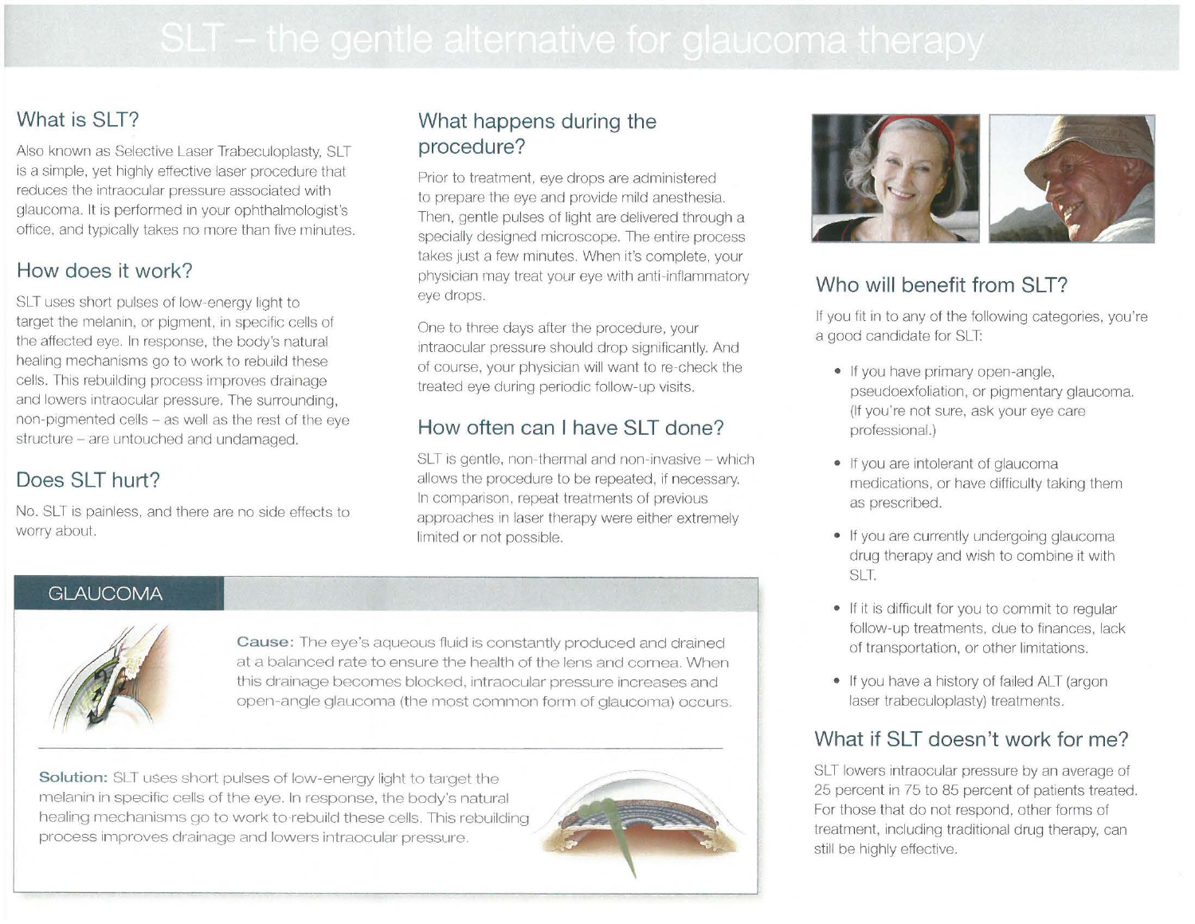# SLT – the gentle alternative for glaucoma therapy

## What is SLT?

Also known as Selective Laser Trabeculoplasty, SLT is a simple, yet highly effective laser procedure that reduces the intraocular pressure associated with glaucoma. It is performed in your ophthalmologist's office, and typically takes no more than five minutes.

## How does it work?

SLT uses short pulses of low-energy light to target the melanin, or pigment, in specific cells of the affected eye. In response, the body's natural healing mechanisms go to work to rebuild these cells. This rebuilding process improves drainage and lowers intraocular pressure. The surrounding, non-pigmented cells – as well as the rest of the eye structure – are untouched and undamaged.

## Does SLT hurt?

No. SLT is painless, and there are no side effects to worry about.

## What happens during the procedure?

Prior to treatment, eye drops are administered to prepare the eye and provide mild anesthesia. Then, gentle pulses of light are delivered through a specially designed microscope. The entire process takes just a few minutes. When it's complete, your physician may treat your eye with anti-inflammatory eye drops.

One to three days after the procedure, your intraocular pressure should drop significantly. And of course, your physician will want to re-check the treated eye during periodic follow-up visits.

## How often can I have SLT done?

SLT is gentle, non-thermal and non-invasive – which allows the procedure to be repeated, if necessary. In comparison, repeat treatments of previous approaches in laser therapy were either extremely limited or not possible.

## GLAUCOMA

**Cause:** The eye's aqueous fluid is constantly produced and drained at a balanced rate to ensure the health of the lens and cornea. When this drainage becomes blocked, intraocular pressure increases and open-angle glaucoma (the most common form of glaucoma) occurs.

**Solution:** SLT uses short pulses of low-energy light to target the melanin in specific cells of the eye. In response, the body's natural healing mechanisms go to work to rebuild these cells. This rebuilding process improves drainage and lowers intraocular pressure.

## Who will benefit from SLT?

If you fit in to any of the following categories, you're a good candidate for SLT:

- If you have primary open-angle, pseudoexfoliation, or pigmentary glaucoma. (If you're not sure, ask your eye care professional.)
- If you are intolerant of glaucoma medications, or have difficulty taking them as prescribed.
- If you are currently undergoing glaucoma drug therapy and wish to combine it with SLT.
- If it is difficult for you to commit to regular follow-up treatments, due to finances, lack of transportation, or other limitations.
- If you have a history of failed ALT (argon laser trabeculoplasty) treatments.

## What if SLT doesn't work for me?

SLT lowers intraocular pressure by an average of 25 percent in 75 to 85 percent of patients treated. For those that do not respond, other forms of treatment, including traditional drug therapy, can still be highly effective.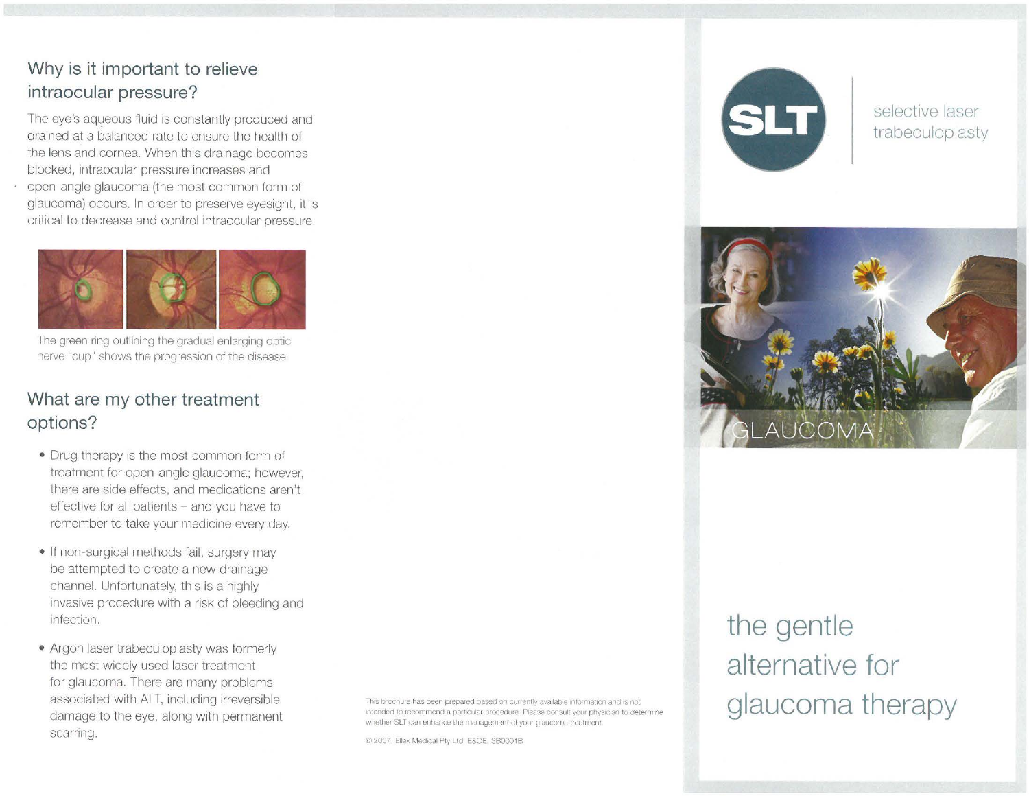## Why is it important to relieve intraocular pressure?

The eye's aqueous fluid is constantly produced and drained at a balanced rate to ensure the health of the lens and cornea. When this drainage becomes blocked, intraocular pressure increases and open-angle glaucoma (the most common form of glaucoma) occurs. In order to preserve eyesight, it is critical to decrease and control intraocular pressure.

The green ring outlining the gradual enlarging optic nerve "cup" shows the progression of the disease

## What are my other treatment options?

- Drug therapy is the most common form of treatment for open-angle glaucoma; however, there are side effects, and medications aren't effective for all patients – and you have to remember to take your medicine every day.
- If non-surgical methods fail, surgery may be attempted to create a new drainage channel. Unfortunately, this is a highly invasive procedure with a risk of bleeding and infection.
- Argon laser trabeculoplasty was formerly the most widely used laser treatment for glaucoma. There are many problems associated with ALT, including irreversible damage to the eye, along with permanent scarring.

This brochure has been prepared based on currently available information and is not intended to recommend a particular procedure. Please consult your physician to determine whether SLT can enhance the management of your glaucoma treatment.

© 2007. Ellex Medical Pty Ltd. E&OE. SB0001B

SLT

selective laser trabeculoplasty

GLAUCOMA

# the gentle alternative for glaucoma therapy